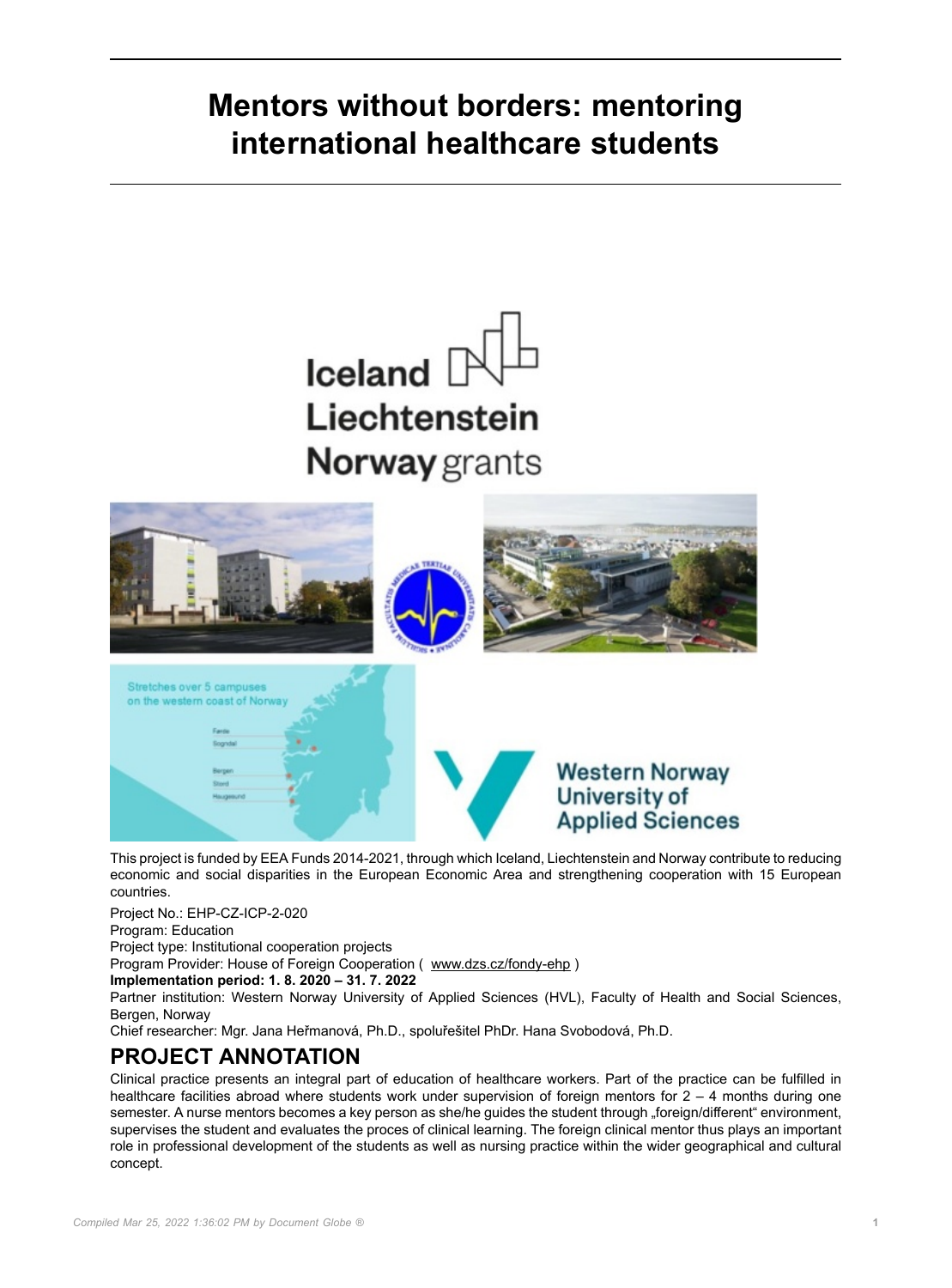# Mentors without borders: mentoring international healthcare students

This project is funded by EEA Funds 2014-2021, through which Iceland, Liechtenstein and Norway contribute to reducing economic and social disparities in the European Economic Area and strengthening cooperation with 15 European countries.

Project No.: EHP-CZ-ICP-2-020
Program: Education
Project type: Institutional cooperation projects
Program Provider: House of Foreign Cooperation ( www.dzs.cz/fondy-ehp )
**Implementation period: 1. 8. 2020 – 31. 7. 2022**
Partner institution: Western Norway University of Applied Sciences (HVL), Faculty of Health and Social Sciences, Bergen, Norway
Chief researcher: Mgr. Jana Heřmanová, Ph.D., spoluřešitel PhDr. Hana Svobodová, Ph.D.

## PROJECT ANNOTATION

Clinical practice presents an integral part of education of healthcare workers. Part of the practice can be fulfilled in healthcare facilities abroad where students work under supervision of foreign mentors for 2 – 4 months during one semester. A nurse mentors becomes a key person as she/he guides the student through „foreign/different" environment, supervises the student and evaluates the proces of clinical learning. The foreign clinical mentor thus plays an important role in professional development of the students as well as nursing practice within the wider geographical and cultural concept.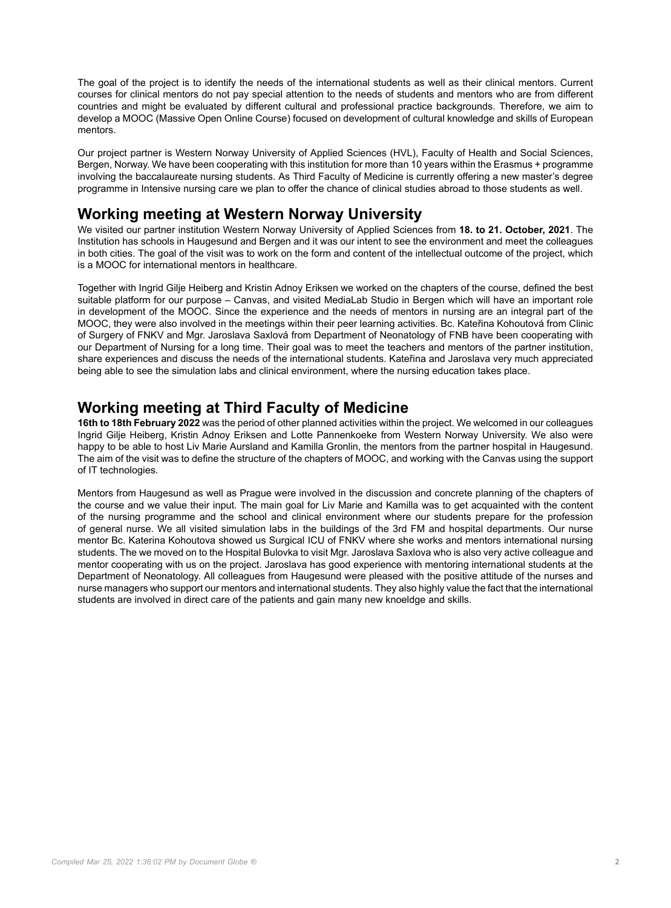The goal of the project is to identify the needs of the international students as well as their clinical mentors. Current courses for clinical mentors do not pay special attention to the needs of students and mentors who are from different countries and might be evaluated by different cultural and professional practice backgrounds. Therefore, we aim to develop a MOOC (Massive Open Online Course) focused on development of cultural knowledge and skills of European mentors.

Our project partner is Western Norway University of Applied Sciences (HVL), Faculty of Health and Social Sciences, Bergen, Norway. We have been cooperating with this institution for more than 10 years within the Erasmus + programme involving the baccalaureate nursing students. As Third Faculty of Medicine is currently offering a new master's degree programme in Intensive nursing care we plan to offer the chance of clinical studies abroad to those students as well.

## Working meeting at Western Norway University

We visited our partner institution Western Norway University of Applied Sciences from **18. to 21. October, 2021**. The Institution has schools in Haugesund and Bergen and it was our intent to see the environment and meet the colleagues in both cities. The goal of the visit was to work on the form and content of the intellectual outcome of the project, which is a MOOC for international mentors in healthcare.

Together with Ingrid Gilje Heiberg and Kristin Adnoy Eriksen we worked on the chapters of the course, defined the best suitable platform for our purpose – Canvas, and visited MediaLab Studio in Bergen which will have an important role in development of the MOOC. Since the experience and the needs of mentors in nursing are an integral part of the MOOC, they were also involved in the meetings within their peer learning activities. Bc. Kateřina Kohoutová from Clinic of Surgery of FNKV and Mgr. Jaroslava Saxlová from Department of Neonatology of FNB have been cooperating with our Department of Nursing for a long time. Their goal was to meet the teachers and mentors of the partner institution, share experiences and discuss the needs of the international students. Kateřina and Jaroslava very much appreciated being able to see the simulation labs and clinical environment, where the nursing education takes place.

## Working meeting at Third Faculty of Medicine

**16th to 18th February 2022** was the period of other planned activities within the project. We welcomed in our colleagues Ingrid Gilje Heiberg, Kristin Adnoy Eriksen and Lotte Pannenkoeke from Western Norway University. We also were happy to be able to host Liv Marie Aursland and Kamilla Gronlin, the mentors from the partner hospital in Haugesund. The aim of the visit was to define the structure of the chapters of MOOC, and working with the Canvas using the support of IT technologies.

Mentors from Haugesund as well as Prague were involved in the discussion and concrete planning of the chapters of the course and we value their input. The main goal for Liv Marie and Kamilla was to get acquainted with the content of the nursing programme and the school and clinical environment where our students prepare for the profession of general nurse. We all visited simulation labs in the buildings of the 3rd FM and hospital departments. Our nurse mentor Bc. Katerina Kohoutova showed us Surgical ICU of FNKV where she works and mentors international nursing students. The we moved on to the Hospital Bulovka to visit Mgr. Jaroslava Saxlova who is also very active colleague and mentor cooperating with us on the project. Jaroslava has good experience with mentoring international students at the Department of Neonatology. All colleagues from Haugesund were pleased with the positive attitude of the nurses and nurse managers who support our mentors and international students. They also highly value the fact that the international students are involved in direct care of the patients and gain many new knoeldge and skills.